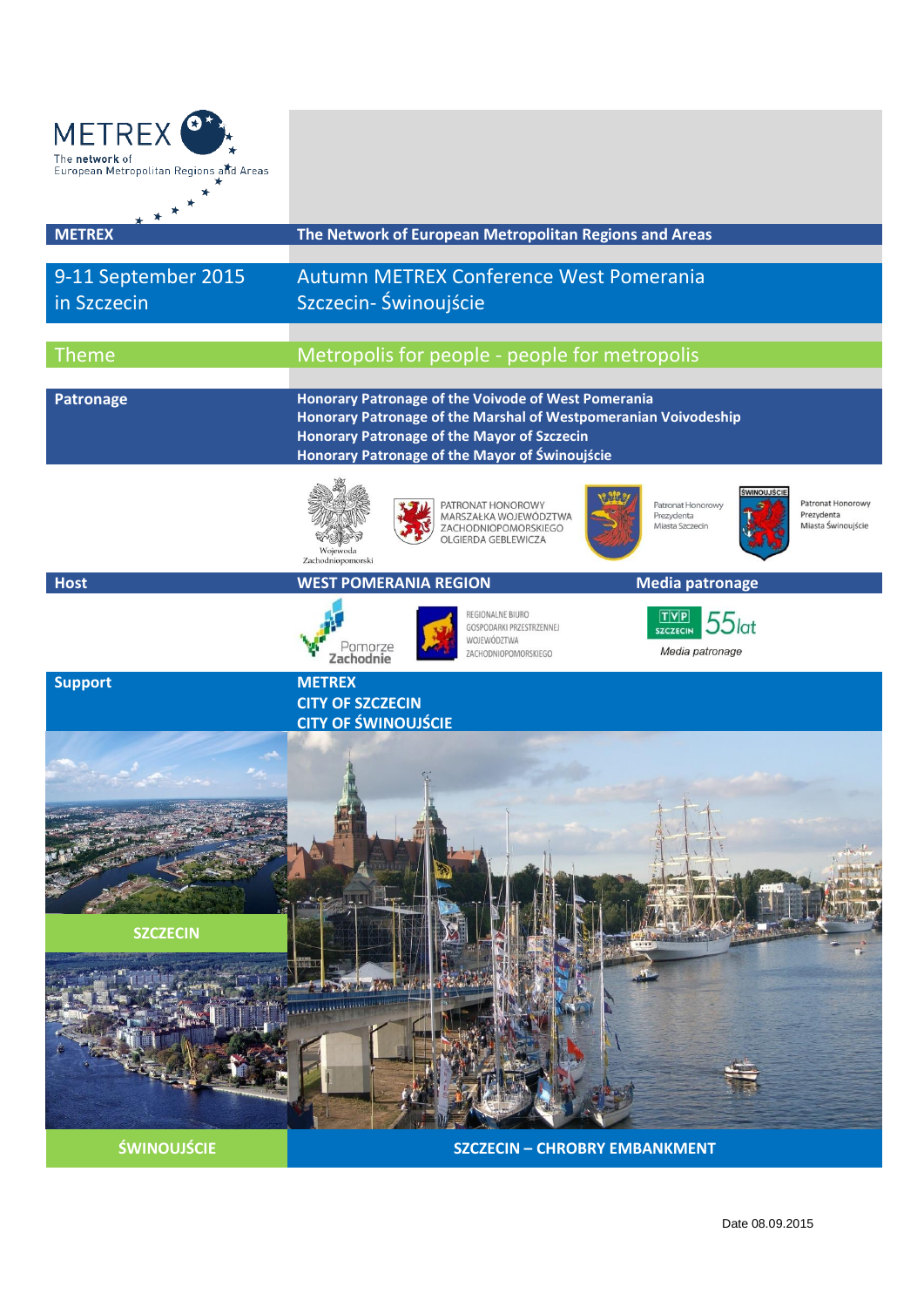METREX
The network of European Metropolitan Regions and Areas

| | |
|---|---|
| **METREX** | **The Network of European Metropolitan Regions and Areas** |
| 9-11 September 2015 in Szczecin | Autumn METREX Conference West Pomerania Szczecin- Świnoujście |
| Theme | Metropolis for people - people for metropolis |
| **Patronage** | **Honorary Patronage of the Voivode of West Pomerania**<br>**Honorary Patronage of the Marshal of Westpomeranian Voivodeship**<br>**Honorary Patronage of the Mayor of Szczecin**<br>**Honorary Patronage of the Mayor of Świnoujście** |

Wojewoda Zachodniopomorski

PATRONAT HONOROWY MARSZAŁKA WOJEWÓDZTWA ZACHODNIOPOMORSKIEGO OLGIERDA GEBLEWICZA

Patronat Honorowy Prezydenta Miasta Szczecin

ŚWINOUJŚCIE Patronat Honorowy Prezydenta Miasta Świnoujście

| | | |
|---|---|---|
| **Host** | **WEST POMERANIA REGION** | **Media patronage** |

Pomorze Zachodnie

REGIONALNE BIURO GOSPODARKI PRZESTRZENNEJ WOJEWÓDZTWA ZACHODNIOPOMORSKIEGO

TVP SZCZECIN 55lat

*Media patronage*

| | |
|---|---|
| **Support** | **METREX**<br>**CITY OF SZCZECIN**<br>**CITY OF ŚWINOUJŚCIE** |

**SZCZECIN**

**ŚWINOUJŚCIE**

**SZCZECIN – CHROBRY EMBANKMENT**

Date 08.09.2015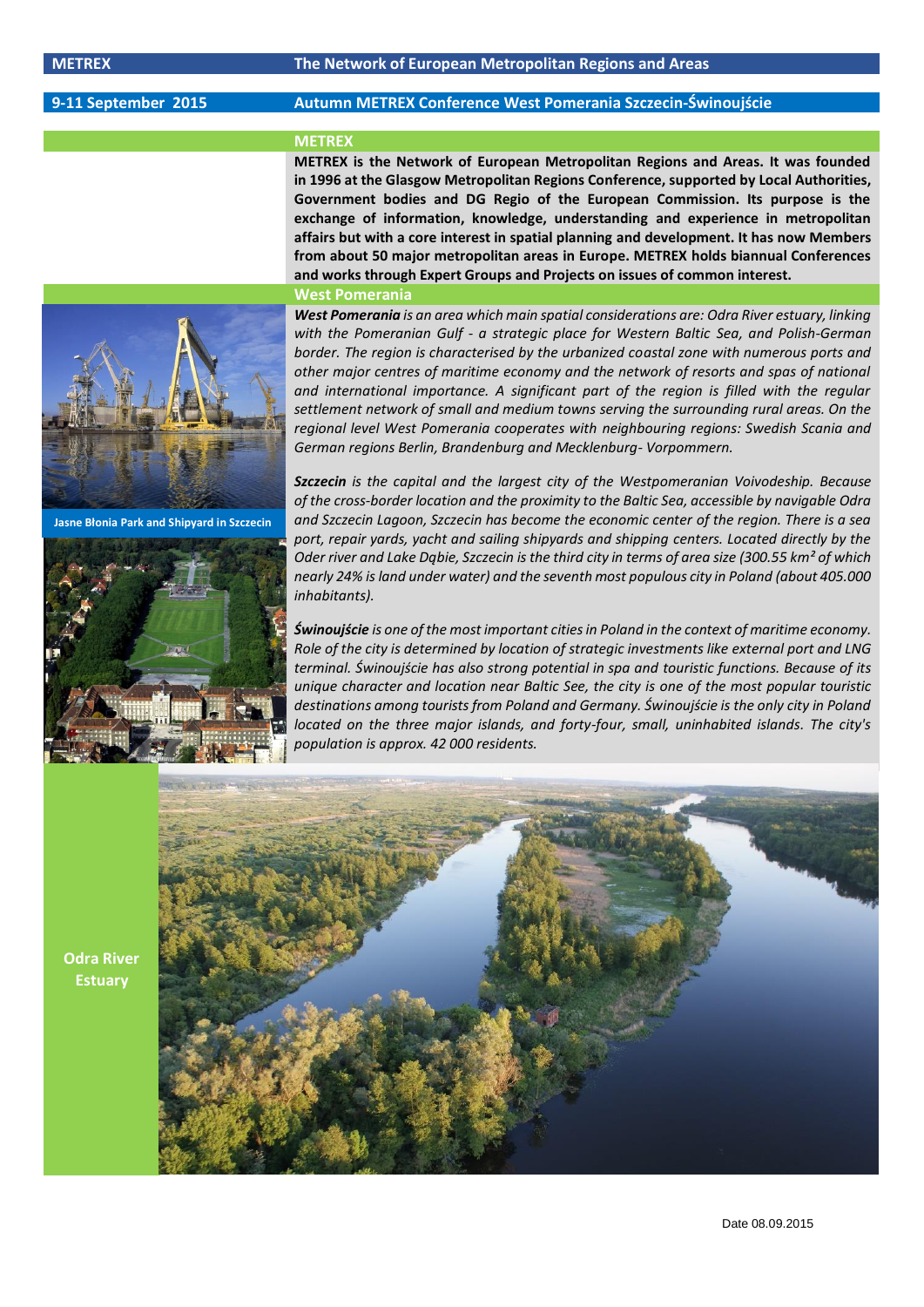| METREX | The Network of European Metropolitan Regions and Areas |
|---|---|
| 9-11 September 2015 | Autumn METREX Conference West Pomerania Szczecin-Świnoujście |

## METREX

**METREX is the Network of European Metropolitan Regions and Areas. It was founded in 1996 at the Glasgow Metropolitan Regions Conference, supported by Local Authorities, Government bodies and DG Regio of the European Commission. Its purpose is the exchange of information, knowledge, understanding and experience in metropolitan affairs but with a core interest in spatial planning and development. It has now Members from about 50 major metropolitan areas in Europe. METREX holds biannual Conferences and works through Expert Groups and Projects on issues of common interest.**

## West Pomerania

***West Pomerania*** *is an area which main spatial considerations are: Odra River estuary, linking with the Pomeranian Gulf - a strategic place for Western Baltic Sea, and Polish-German border. The region is characterised by the urbanized coastal zone with numerous ports and other major centres of maritime economy and the network of resorts and spas of national and international importance. A significant part of the region is filled with the regular settlement network of small and medium towns serving the surrounding rural areas. On the regional level West Pomerania cooperates with neighbouring regions: Swedish Scania and German regions Berlin, Brandenburg and Mecklenburg- Vorpommern.*

***Szczecin*** *is the capital and the largest city of the Westpomeranian Voivodeship. Because of the cross-border location and the proximity to the Baltic Sea, accessible by navigable Odra and Szczecin Lagoon, Szczecin has become the economic center of the region. There is a sea port, repair yards, yacht and sailing shipyards and shipping centers. Located directly by the Oder river and Lake Dąbie, Szczecin is the third city in terms of area size (300.55 km² of which nearly 24% is land under water) and the seventh most populous city in Poland (about 405.000 inhabitants).*

***Świnoujście*** *is one of the most important cities in Poland in the context of maritime economy. Role of the city is determined by location of strategic investments like external port and LNG terminal. Świnoujście has also strong potential in spa and touristic functions. Because of its unique character and location near Baltic See, the city is one of the most popular touristic destinations among tourists from Poland and Germany. Świnoujście is the only city in Poland located on the three major islands, and forty-four, small, uninhabited islands. The city's population is approx. 42 000 residents.*

Jasne Błonia Park and Shipyard in Szczecin

Odra River Estuary

Date 08.09.2015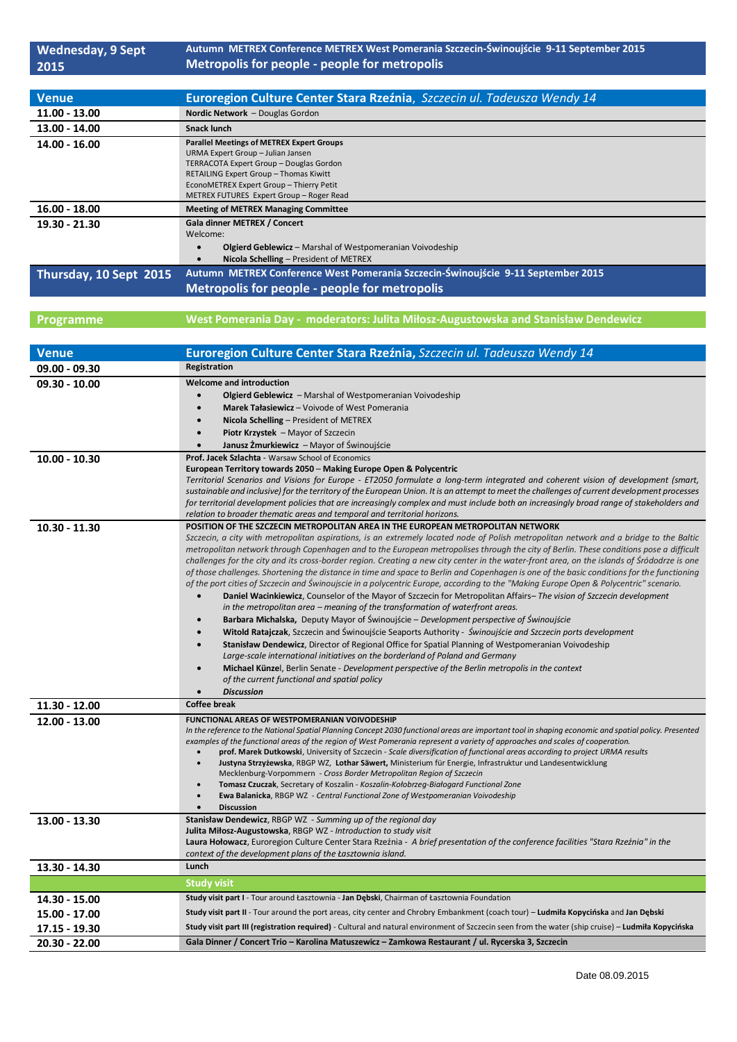## Wednesday, 9 Sept 2015

**Autumn METREX Conference METREX West Pomerania Szczecin-Świnoujście 9-11 September 2015**

**Metropolis for people - people for metropolis**

| Venue | Euroregion Culture Center Stara Rzeźnia, *Szczecin ul. Tadeusza Wendy 14* |
|---|---|
| 11.00 - 13.00 | **Nordic Network** – Douglas Gordon |
| 13.00 - 14.00 | **Snack lunch** |
| 14.00 - 16.00 | **Parallel Meetings of METREX Expert Groups**<br>URMA Expert Group – Julian Jansen<br>TERRACOTA Expert Group – Douglas Gordon<br>RETAILING Expert Group – Thomas Kiwitt<br>EconoMETREX Expert Group – Thierry Petit<br>METREX FUTURES Expert Group – Roger Read |
| 16.00 - 18.00 | **Meeting of METREX Managing Committee** |
| 19.30 - 21.30 | **Gala dinner METREX / Concert**<br>Welcome:<br>• **Olgierd Geblewicz** – Marshal of Westpomeranian Voivodeship<br>• **Nicola Schelling** – President of METREX |

## Thursday, 10 Sept 2015

**Autumn METREX Conference West Pomerania Szczecin-Świnoujście 9-11 September 2015**

**Metropolis for people - people for metropolis**

**Programme** — **West Pomerania Day - moderators: Julita Miłosz-Augustowska and Stanisław Dendewicz**

| Venue | Euroregion Culture Center Stara Rzeźnia, *Szczecin ul. Tadeusza Wendy 14* |
|---|---|
| 09.00 - 09.30 | **Registration** |
| 09.30 - 10.00 | **Welcome and introduction**<br>• **Olgierd Geblewicz** – Marshal of Westpomeranian Voivodeship<br>• **Marek Tałasiewicz** – Voivode of West Pomerania<br>• **Nicola Schelling** – President of METREX<br>• **Piotr Krzystek** – Mayor of Szczecin<br>• **Janusz Żmurkiewicz** – Mayor of Świnoujście |
| 10.00 - 10.30 | **Prof. Jacek Szlachta** - Warsaw School of Economics<br>**European Territory towards 2050 – Making Europe Open & Polycentric**<br>*Territorial Scenarios and Visions for Europe - ET2050 formulate a long-term integrated and coherent vision of development (smart, sustainable and inclusive) for the territory of the European Union. It is an attempt to meet the challenges of current development processes for territorial development policies that are increasingly complex and must include both an increasingly broad range of stakeholders and relation to broader thematic areas and temporal and territorial horizons.* |
| 10.30 - 11.30 | **POSITION OF THE SZCZECIN METROPOLITAN AREA IN THE EUROPEAN METROPOLITAN NETWORK**<br>*Szczecin, a city with metropolitan aspirations, is an extremely located node of Polish metropolitan network and a bridge to the Baltic metropolitan network through Copenhagen and to the European metropolises through the city of Berlin. These conditions pose a difficult challenges for the city and its cross-border region. Creating a new city center in the water-front area, on the islands of Śródodrze is one of those challenges. Shortening the distance in time and space to Berlin and Copenhagen is one of the basic conditions for the functioning of the port cities of Szczecin and Świnoujscie in a polycentric Europe, according to the "Making Europe Open & Polycentric" scenario.*<br>• **Daniel Wacinkiewicz**, Counselor of the Mayor of Szczecin for Metropolitan Affairs– *The vision of Szczecin development in the metropolitan area – meaning of the transformation of waterfront areas.*<br>• **Barbara Michalska,** Deputy Mayor of Świnoujście – *Development perspective of Świnoujście*<br>• **Witold Ratajczak**, Szczecin and Świnoujście Seaports Authority - *Świnoujście and Szczecin ports development*<br>• **Stanisław Dendewicz**, Director of Regional Office for Spatial Planning of Westpomeranian Voivodeship *Large-scale international initiatives on the borderland of Poland and Germany*<br>• **Michael Künzel**, Berlin Senate - *Development perspective of the Berlin metropolis in the context of the current functional and spatial policy*<br>• ***Discussion*** |
| 11.30 - 12.00 | **Coffee break** |
| 12.00 - 13.00 | **FUNCTIONAL AREAS OF WESTPOMERANIAN VOIVODESHIP**<br>*In the reference to the National Spatial Planning Concept 2030 functional areas are important tool in shaping economic and spatial policy. Presented examples of the functional areas of the region of West Pomerania represent a variety of approaches and scales of cooperation.*<br>• **prof. Marek Dutkowski**, University of Szczecin - *Scale diversification of functional areas according to project URMA results*<br>• **Justyna Strzyżewska**, RBGP WZ, **Lothar Säwert,** Ministerium für Energie, Infrastruktur und Landesentwicklung Mecklenburg-Vorpommern - *Cross Border Metropolitan Region of Szczecin*<br>• **Tomasz Czuczak**, Secretary of Koszalin - *Koszalin-Kołobrzeg-Białogard Functional Zone*<br>• **Ewa Balanicka**, RBGP WZ - *Central Functional Zone of Westpomeranian Voivodeship*<br>• **Discussion** |
| 13.00 - 13.30 | **Stanisław Dendewicz**, RBGP WZ - *Summing up of the regional day*<br>**Julita Miłosz-Augustowska**, RBGP WZ - *Introduction to study visit*<br>**Laura Hołowacz**, Euroregion Culture Center Stara Rzeźnia - *A brief presentation of the conference facilities "Stara Rzeźnia" in the context of the development plans of the Łasztownia island.* |
| 13.30 - 14.30 | **Lunch** |
| | **Study visit** |
| 14.30 - 15.00 | **Study visit part I** - Tour around Łasztownia - **Jan Dębski**, Chairman of Łasztownia Foundation |
| 15.00 - 17.00 | **Study visit part II** - Tour around the port areas, city center and Chrobry Embankment (coach tour) – **Ludmiła Kopycińska** and **Jan Dębski** |
| 17.15 - 19.30 | **Study visit part III (registration required)** - Cultural and natural environment of Szczecin seen from the water (ship cruise) – **Ludmiła Kopycińska** |
| 20.30 - 22.00 | **Gala Dinner / Concert Trio – Karolina Matuszewicz – Zamkowa Restaurant / ul. Rycerska 3, Szczecin** |

Date 08.09.2015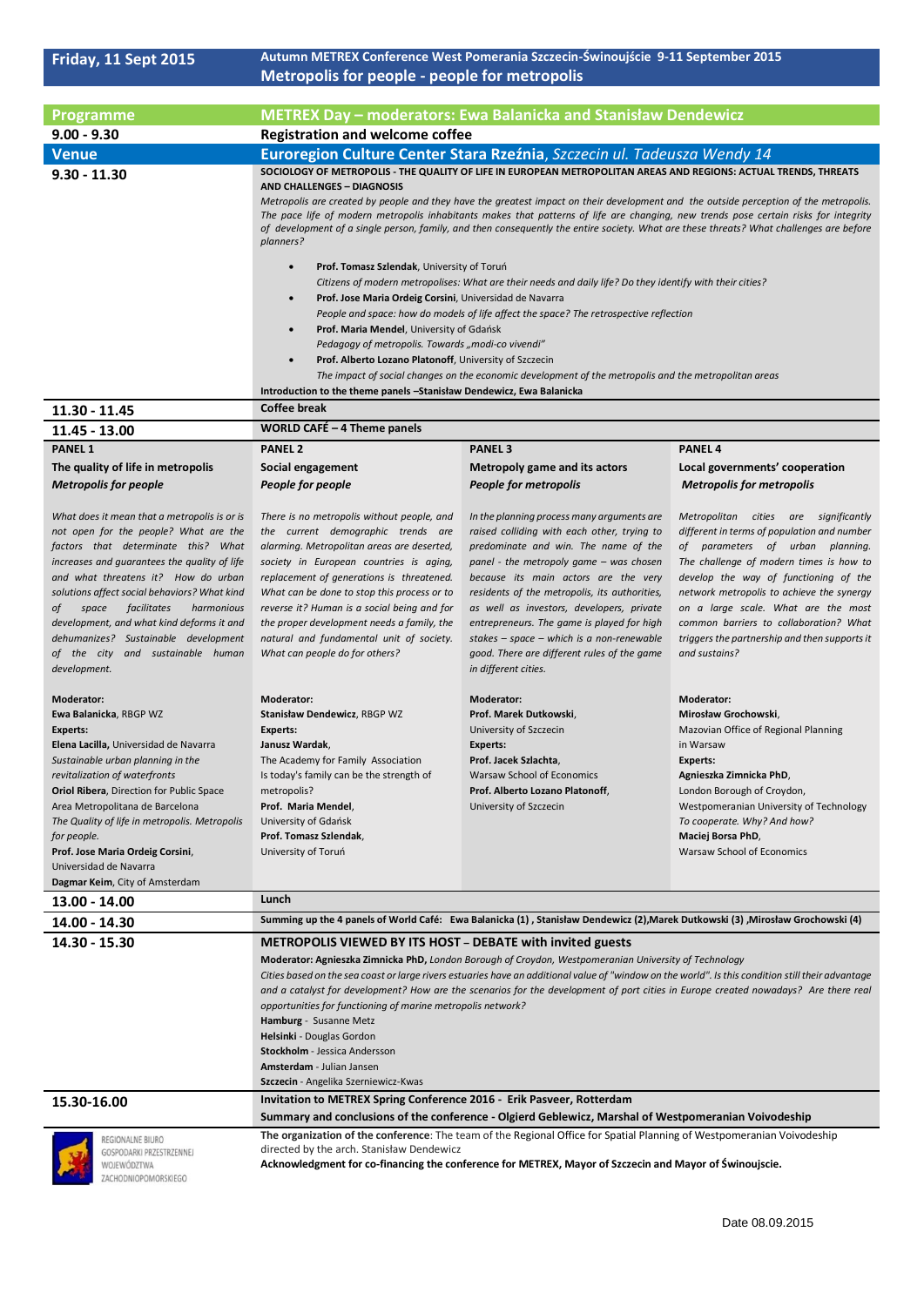**Friday, 11 Sept 2015**

**Autumn METREX Conference West Pomerania Szczecin-Świnoujście 9-11 September 2015**

**Metropolis for people - people for metropolis**

## Programme — METREX Day – moderators: Ewa Balanicka and Stanisław Dendewicz

**9.00 - 9.30** — **Registration and welcome coffee**

**Venue** — **Euroregion Culture Center Stara Rzeźnia**, *Szczecin ul. Tadeusza Wendy 14*

**9.30 - 11.30**

**SOCIOLOGY OF METROPOLIS - THE QUALITY OF LIFE IN EUROPEAN METROPOLITAN AREAS AND REGIONS: ACTUAL TRENDS, THREATS AND CHALLENGES – DIAGNOSIS**

*Metropolis are created by people and they have the greatest impact on their development and the outside perception of the metropolis. The pace life of modern metropolis inhabitants makes that patterns of life are changing, new trends pose certain risks for integrity of development of a single person, family, and then consequently the entire society. What are these threats? What challenges are before planners?*

- **Prof. Tomasz Szlendak**, University of Toruń
  *Citizens of modern metropolises: What are their needs and daily life? Do they identify with their cities?*
- **Prof. Jose Maria Ordeig Corsini**, Universidad de Navarra
  *People and space: how do models of life affect the space? The retrospective reflection*
- **Prof. Maria Mendel**, University of Gdańsk
  *Pedagogy of metropolis. Towards „modi-co vivendi"*
- **Prof. Alberto Lozano Platonoff**, University of Szczecin
  *The impact of social changes on the economic development of the metropolis and the metropolitan areas*

**Introduction to the theme panels –Stanisław Dendewicz, Ewa Balanicka**

**11.30 - 11.45** — **Coffee break**

**11.45 - 13.00** — **WORLD CAFÉ – 4 Theme panels**

| PANEL 1 | PANEL 2 | PANEL 3 | PANEL 4 |
|---|---|---|---|
| **The quality of life in metropolis**<br>***Metropolis for people*** | **Social engagement**<br>***People for people*** | **Metropoly game and its actors**<br>***People for metropolis*** | **Local governments' cooperation**<br>***Metropolis for metropolis*** |
| *What does it mean that a metropolis is or is not open for the people? What are the factors that determinate this? What increases and guarantees the quality of life and what threatens it? How do urban solutions affect social behaviors? What kind of space facilitates harmonious development, and what kind deforms it and dehumanizes? Sustainable development of the city and sustainable human development.* | *There is no metropolis without people, and the current demographic trends are alarming. Metropolitan areas are deserted, society in European countries is aging, replacement of generations is threatened. What can be done to stop this process or to reverse it? Human is a social being and for the proper development needs a family, the natural and fundamental unit of society. What can people do for others?* | *In the planning process many arguments are raised colliding with each other, trying to predominate and win. The name of the panel - the metropoly game – was chosen because its main actors are the very residents of the metropolis, its authorities, as well as investors, developers, private entrepreneurs. The game is played for high stakes – space – which is a non-renewable good. There are different rules of the game in different cities.* | *Metropolitan cities are significantly different in terms of population and number of parameters of urban planning. The challenge of modern times is how to develop the way of functioning of the network metropolis to achieve the synergy on a large scale. What are the most common barriers to collaboration? What triggers the partnership and then supports it and sustains?* |
| **Moderator:**<br>**Ewa Balanicka**, RBGP WZ<br>**Experts:**<br>**Elena Lacilla,** Universidad de Navarra<br>*Sustainable urban planning in the revitalization of waterfronts*<br>**Oriol Ribera**, Direction for Public Space Area Metropolitana de Barcelona<br>*The Quality of life in metropolis. Metropolis for people.*<br>**Prof. Jose Maria Ordeig Corsini**, Universidad de Navarra<br>**Dagmar Keim**, City of Amsterdam | **Moderator:**<br>**Stanisław Dendewicz**, RBGP WZ<br>**Experts:**<br>**Janusz Wardak**, The Academy for Family Association<br>Is today's family can be the strength of metropolis?<br>**Prof. Maria Mendel**, University of Gdańsk<br>**Prof. Tomasz Szlendak**, University of Toruń | **Moderator:**<br>**Prof. Marek Dutkowski**, University of Szczecin<br>**Experts:**<br>**Prof. Jacek Szlachta**, Warsaw School of Economics<br>**Prof. Alberto Lozano Platonoff**, University of Szczecin | **Moderator:**<br>**Mirosław Grochowski**, Mazovian Office of Regional Planning in Warsaw<br>**Experts:**<br>**Agnieszka Zimnicka PhD**, London Borough of Croydon, Westpomeranian University of Technology<br>*To cooperate. Why? And how?*<br>**Maciej Borsa PhD**, Warsaw School of Economics |

**13.00 - 14.00** — **Lunch**

**14.00 - 14.30** — **Summing up the 4 panels of World Café: Ewa Balanicka (1) , Stanisław Dendewicz (2),Marek Dutkowski (3) ,Mirosław Grochowski (4)**

**14.30 - 15.30**

**METROPOLIS VIEWED BY ITS HOST – DEBATE with invited guests**

**Moderator: Agnieszka Zimnicka PhD,** *London Borough of Croydon, Westpomeranian University of Technology*

*Cities based on the sea coast or large rivers estuaries have an additional value of "window on the world". Is this condition still their advantage and a catalyst for development? How are the scenarios for the development of port cities in Europe created nowadays? Are there real opportunities for functioning of marine metropolis network?*

**Hamburg** - Susanne Metz
**Helsinki** - Douglas Gordon
**Stockholm** - Jessica Andersson
**Amsterdam** - Julian Jansen
**Szczecin** - Angelika Szerniewicz-Kwas

**15.30-16.00**

**Invitation to METREX Spring Conference 2016 - Erik Pasveer, Rotterdam**

**Summary and conclusions of the conference - Olgierd Geblewicz, Marshal of Westpomeranian Voivodeship**

REGIONALNE BIURO GOSPODARKI PRZESTRZENNEJ WOJEWÓDZTWA ZACHODNIOPOMORSKIEGO

**The organization of the conference**: The team of the Regional Office for Spatial Planning of Westpomeranian Voivodeship directed by the arch. Stanisław Dendewicz

**Acknowledgment for co-financing the conference for METREX, Mayor of Szczecin and Mayor of Świnoujscie.**

Date 08.09.2015